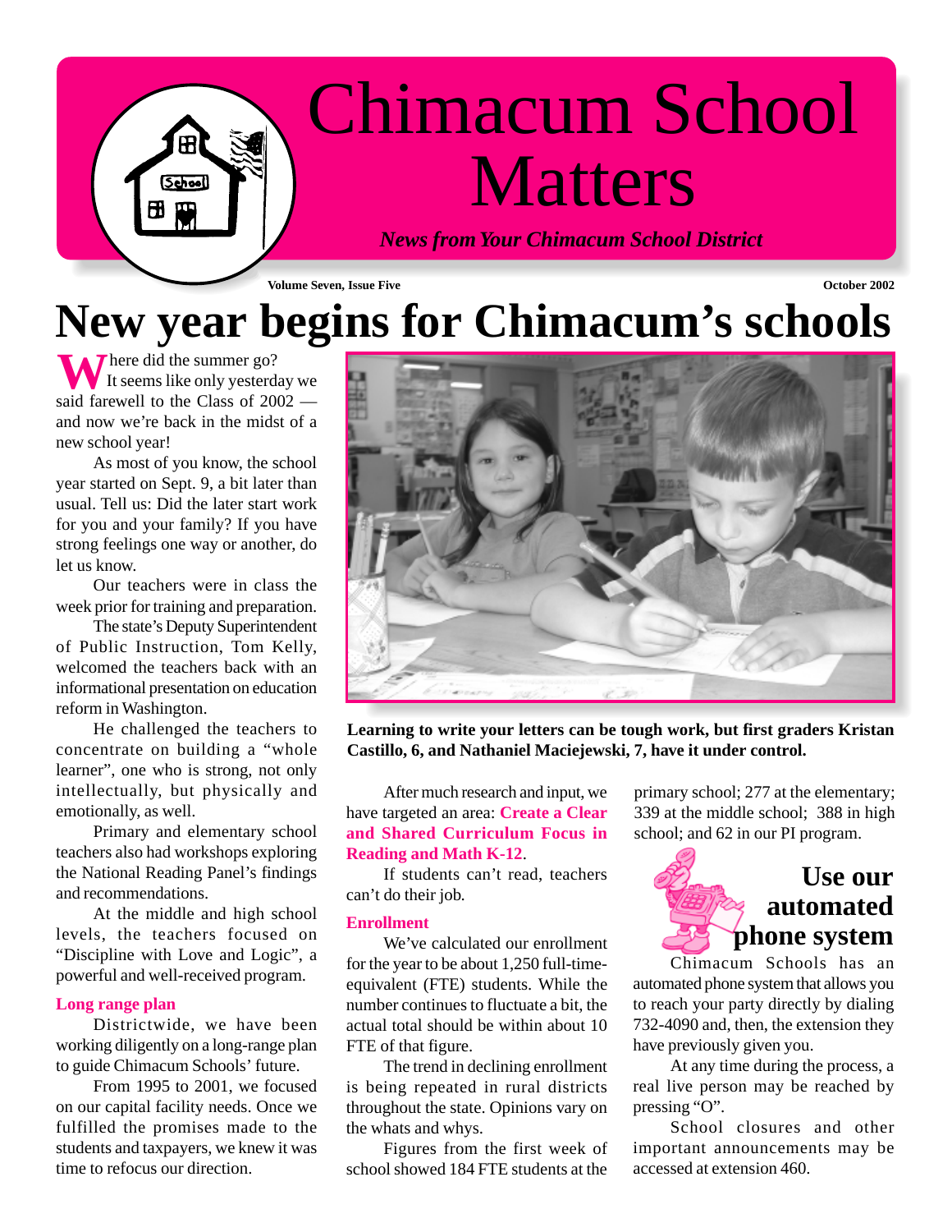# Chimacum School Matters

*News from Your Chimacum School District*

Volume Seven, Issue Five

October 2002

# New year begins for Chimacum's schools

Where did the summer go? It seems like only yesterday we said farewell to the Class of 2002 — and now we're back in the midst of a new school year!

As most of you know, the school year started on Sept. 9, a bit later than usual. Tell us: Did the later start work for you and your family? If you have strong feelings one way or another, do let us know.

Our teachers were in class the week prior for training and preparation.

The state's Deputy Superintendent of Public Instruction, Tom Kelly, welcomed the teachers back with an informational presentation on education reform in Washington.

He challenged the teachers to concentrate on building a "whole learner", one who is strong, not only intellectually, but physically and emotionally, as well.

Primary and elementary school teachers also had workshops exploring the National Reading Panel's findings and recommendations.

At the middle and high school levels, the teachers focused on "Discipline with Love and Logic", a powerful and well-received program.

### Long range plan

Districtwide, we have been working diligently on a long-range plan to guide Chimacum Schools' future.

From 1995 to 2001, we focused on our capital facility needs. Once we fulfilled the promises made to the students and taxpayers, we knew it was time to refocus our direction.

**Learning to write your letters can be tough work, but first graders Kristan Castillo, 6, and Nathaniel Maciejewski, 7, have it under control.**

After much research and input, we have targeted an area: **Create a Clear and Shared Curriculum Focus in Reading and Math K-12**.

If students can't read, teachers can't do their job.

### Enrollment

We've calculated our enrollment for the year to be about 1,250 full-time-equivalent (FTE) students. While the number continues to fluctuate a bit, the actual total should be within about 10 FTE of that figure.

The trend in declining enrollment is being repeated in rural districts throughout the state. Opinions vary on the whats and whys.

Figures from the first week of school showed 184 FTE students at the primary school; 277 at the elementary; 339 at the middle school; 388 in high school; and 62 in our PI program.

## Use our automated phone system

Chimacum Schools has an automated phone system that allows you to reach your party directly by dialing 732-4090 and, then, the extension they have previously given you.

At any time during the process, a real live person may be reached by pressing "O".

School closures and other important announcements may be accessed at extension 460.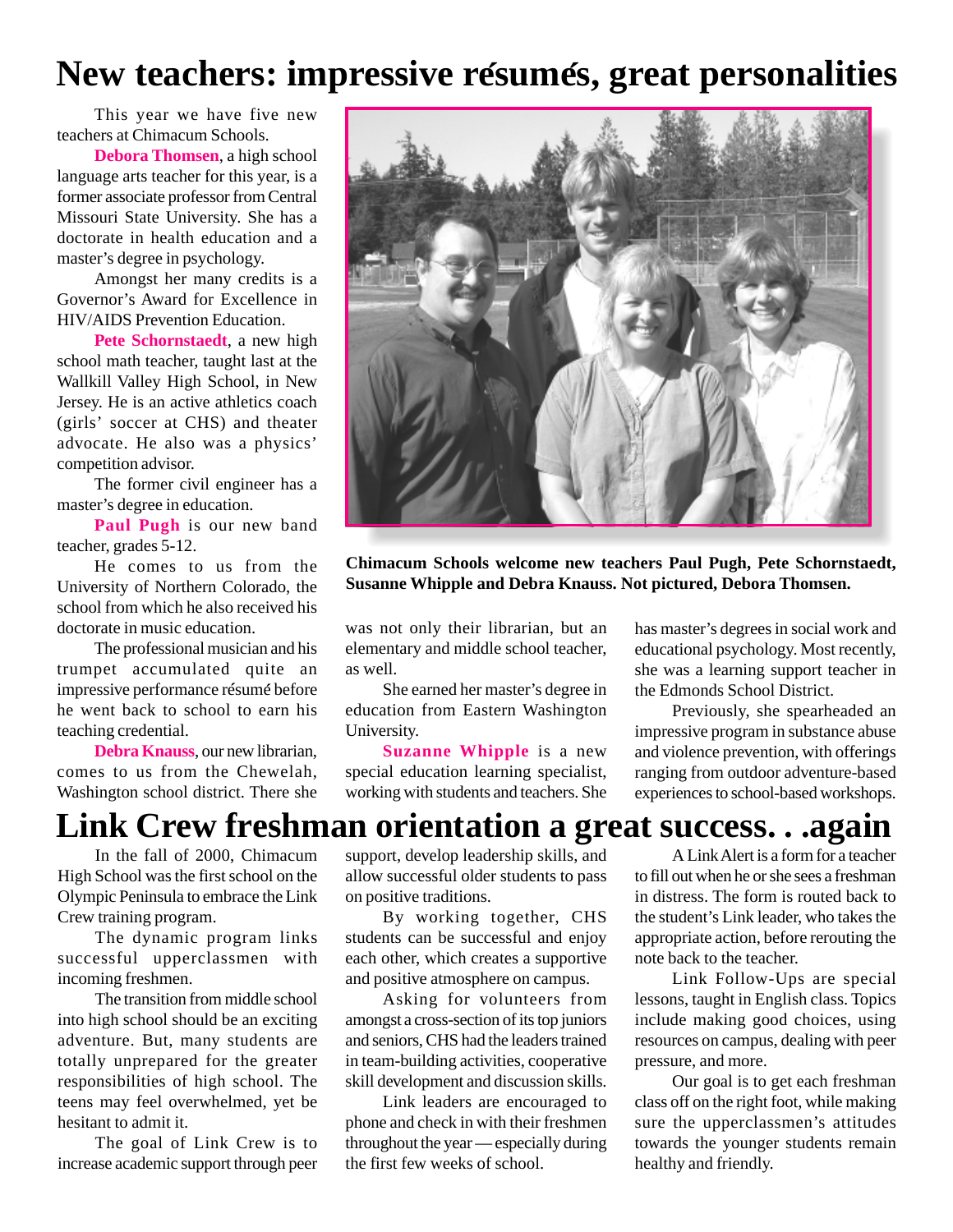# New teachers: impressive résumés, great personalities

This year we have five new teachers at Chimacum Schools.

**Debora Thomsen**, a high school language arts teacher for this year, is a former associate professor from Central Missouri State University. She has a doctorate in health education and a master's degree in psychology.

Amongst her many credits is a Governor's Award for Excellence in HIV/AIDS Prevention Education.

**Pete Schornstaedt**, a new high school math teacher, taught last at the Wallkill Valley High School, in New Jersey. He is an active athletics coach (girls' soccer at CHS) and theater advocate. He also was a physics' competition advisor.

The former civil engineer has a master's degree in education.

**Paul Pugh** is our new band teacher, grades 5-12.

He comes to us from the University of Northern Colorado, the school from which he also received his doctorate in music education.

The professional musician and his trumpet accumulated quite an impressive performance résumé before he went back to school to earn his teaching credential.

**Debra Knauss**, our new librarian, comes to us from the Chewelah, Washington school district. There she was not only their librarian, but an elementary and middle school teacher, as well.

She earned her master's degree in education from Eastern Washington University.

**Suzanne Whipple** is a new special education learning specialist, working with students and teachers. She has master's degrees in social work and educational psychology. Most recently, she was a learning support teacher in the Edmonds School District.

Previously, she spearheaded an impressive program in substance abuse and violence prevention, with offerings ranging from outdoor adventure-based experiences to school-based workshops.

**Chimacum Schools welcome new teachers Paul Pugh, Pete Schornstaedt, Susanne Whipple and Debra Knauss. Not pictured, Debora Thomsen.**

# Link Crew freshman orientation a great success. . .again

In the fall of 2000, Chimacum High School was the first school on the Olympic Peninsula to embrace the Link Crew training program.

The dynamic program links successful upperclassmen with incoming freshmen.

The transition from middle school into high school should be an exciting adventure. But, many students are totally unprepared for the greater responsibilities of high school. The teens may feel overwhelmed, yet be hesitant to admit it.

The goal of Link Crew is to increase academic support through peer support, develop leadership skills, and allow successful older students to pass on positive traditions.

By working together, CHS students can be successful and enjoy each other, which creates a supportive and positive atmosphere on campus.

Asking for volunteers from amongst a cross-section of its top juniors and seniors, CHS had the leaders trained in team-building activities, cooperative skill development and discussion skills.

Link leaders are encouraged to phone and check in with their freshmen throughout the year — especially during the first few weeks of school.

A Link Alert is a form for a teacher to fill out when he or she sees a freshman in distress. The form is routed back to the student's Link leader, who takes the appropriate action, before rerouting the note back to the teacher.

Link Follow-Ups are special lessons, taught in English class. Topics include making good choices, using resources on campus, dealing with peer pressure, and more.

Our goal is to get each freshman class off on the right foot, while making sure the upperclassmen's attitudes towards the younger students remain healthy and friendly.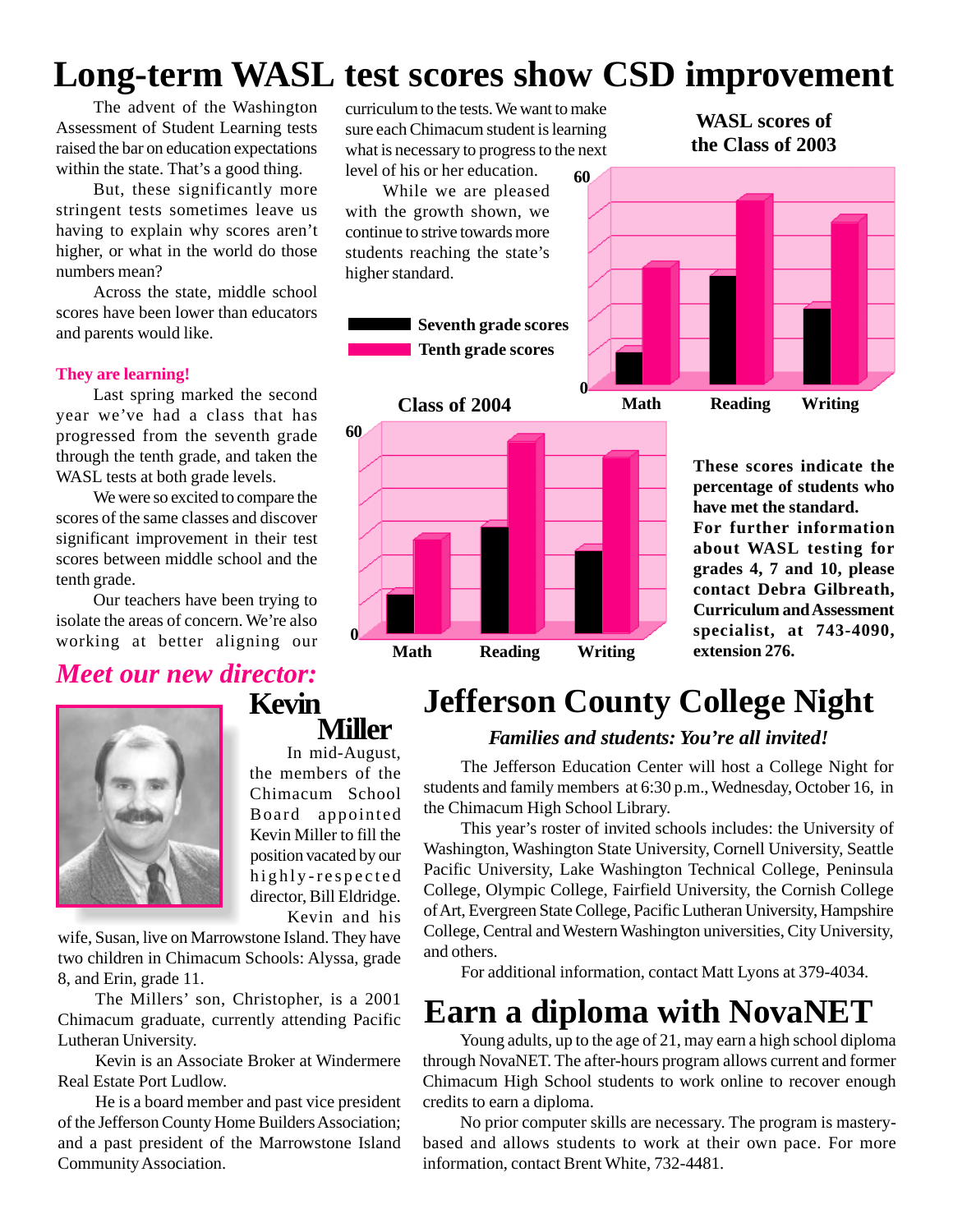# Long-term WASL test scores show CSD improvement

The advent of the Washington Assessment of Student Learning tests raised the bar on education expectations within the state. That's a good thing.

But, these significantly more stringent tests sometimes leave us having to explain why scores aren't higher, or what in the world do those numbers mean?

Across the state, middle school scores have been lower than educators and parents would like.

**They are learning!**

Last spring marked the second year we've had a class that has progressed from the seventh grade through the tenth grade, and taken the WASL tests at both grade levels.

We were so excited to compare the scores of the same classes and discover significant improvement in their test scores between middle school and the tenth grade.

Our teachers have been trying to isolate the areas of concern. We're also working at better aligning our curriculum to the tests. We want to make sure each Chimacum student is learning what is necessary to progress to the next level of his or her education.

While we are pleased with the growth shown, we continue to strive towards more students reaching the state's higher standard.

**WASL scores of the Class of 2003**

**Class of 2004**

Seventh grade scores
Tenth grade scores

**These scores indicate the percentage of students who have met the standard. For further information about WASL testing for grades 4, 7 and 10, please contact Debra Gilbreath, Curriculum and Assessment specialist, at 743-4090, extension 276.**

## *Meet our new director:* Kevin Miller

In mid-August, the members of the Chimacum School Board appointed Kevin Miller to fill the position vacated by our highly-respected director, Bill Eldridge.

Kevin and his wife, Susan, live on Marrowstone Island. They have two children in Chimacum Schools: Alyssa, grade 8, and Erin, grade 11.

The Millers' son, Christopher, is a 2001 Chimacum graduate, currently attending Pacific Lutheran University.

Kevin is an Associate Broker at Windermere Real Estate Port Ludlow.

He is a board member and past vice president of the Jefferson County Home Builders Association; and a past president of the Marrowstone Island Community Association.

# Jefferson County College Night

***Families and students: You're all invited!***

The Jefferson Education Center will host a College Night for students and family members at 6:30 p.m., Wednesday, October 16, in the Chimacum High School Library.

This year's roster of invited schools includes: the University of Washington, Washington State University, Cornell University, Seattle Pacific University, Lake Washington Technical College, Peninsula College, Olympic College, Fairfield University, the Cornish College of Art, Evergreen State College, Pacific Lutheran University, Hampshire College, Central and Western Washington universities, City University, and others.

For additional information, contact Matt Lyons at 379-4034.

# Earn a diploma with NovaNET

Young adults, up to the age of 21, may earn a high school diploma through NovaNET. The after-hours program allows current and former Chimacum High School students to work online to recover enough credits to earn a diploma.

No prior computer skills are necessary. The program is mastery-based and allows students to work at their own pace. For more information, contact Brent White, 732-4481.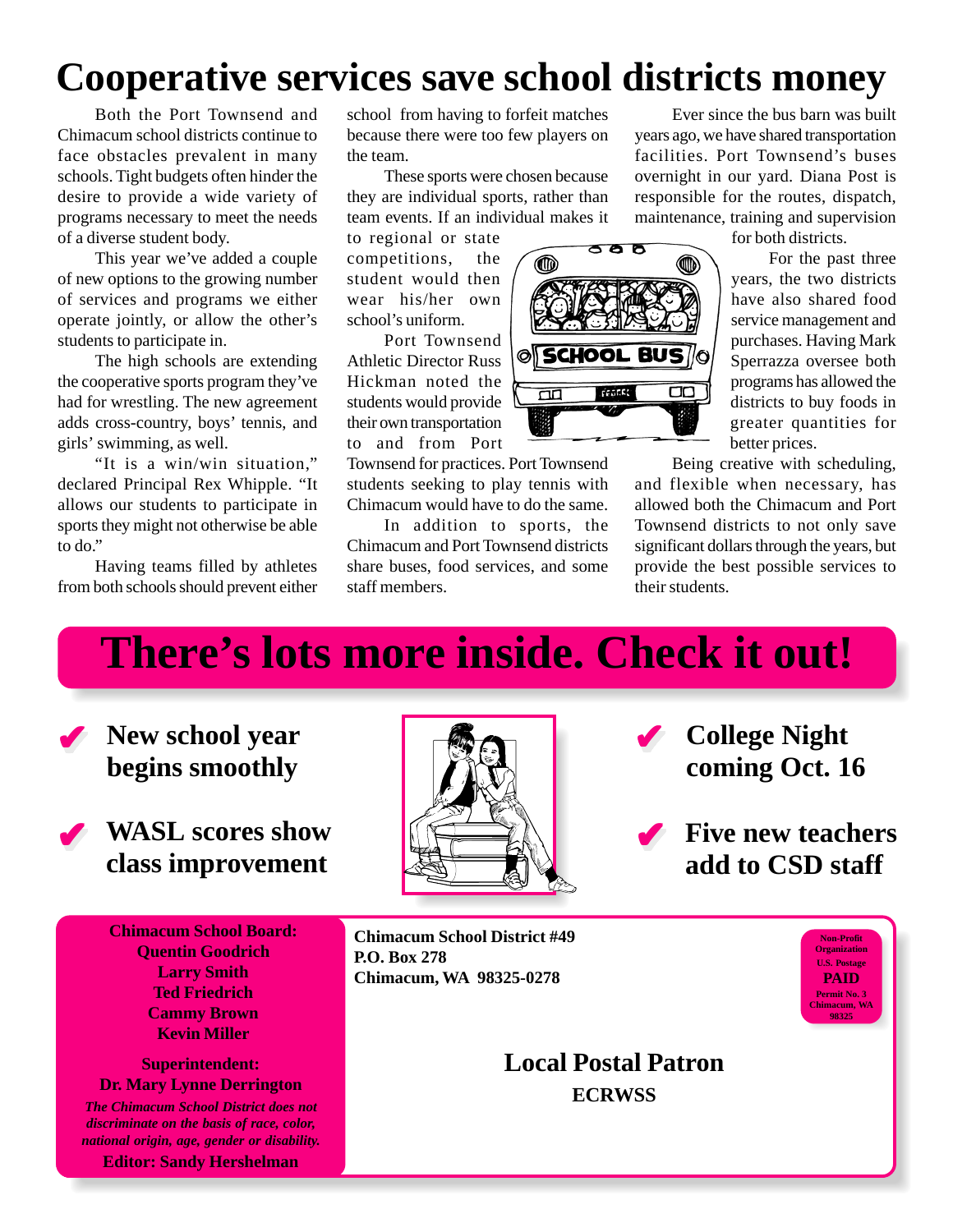# Cooperative services save school districts money

Both the Port Townsend and Chimacum school districts continue to face obstacles prevalent in many schools. Tight budgets often hinder the desire to provide a wide variety of programs necessary to meet the needs of a diverse student body.

This year we've added a couple of new options to the growing number of services and programs we either operate jointly, or allow the other's students to participate in.

The high schools are extending the cooperative sports program they've had for wrestling. The new agreement adds cross-country, boys' tennis, and girls' swimming, as well.

"It is a win/win situation," declared Principal Rex Whipple. "It allows our students to participate in sports they might not otherwise be able to do."

Having teams filled by athletes from both schools should prevent either school from having to forfeit matches because there were too few players on the team.

These sports were chosen because they are individual sports, rather than team events. If an individual makes it to regional or state competitions, the student would then wear his/her own school's uniform.

Port Townsend Athletic Director Russ Hickman noted the students would provide their own transportation to and from Port Townsend for practices. Port Townsend students seeking to play tennis with Chimacum would have to do the same.

In addition to sports, the Chimacum and Port Townsend districts share buses, food services, and some staff members.

Ever since the bus barn was built years ago, we have shared transportation facilities. Port Townsend's buses overnight in our yard. Diana Post is responsible for the routes, dispatch, maintenance, training and supervision for both districts.

For the past three years, the two districts have also shared food service management and purchases. Having Mark Sperrazza oversee both programs has allowed the districts to buy foods in greater quantities for better prices.

Being creative with scheduling, and flexible when necessary, has allowed both the Chimacum and Port Townsend districts to not only save significant dollars through the years, but provide the best possible services to their students.

# There's lots more inside. Check it out!

- ✔ **New school year begins smoothly**
- ✔ **WASL scores show class improvement**
- ✔ **College Night coming Oct. 16**
- ✔ **Five new teachers add to CSD staff**

**Chimacum School Board:**
**Quentin Goodrich**
**Larry Smith**
**Ted Friedrich**
**Cammy Brown**
**Kevin Miller**

**Superintendent:**
**Dr. Mary Lynne Derrington**

***The Chimacum School District does not discriminate on the basis of race, color, national origin, age, gender or disability.***

**Editor: Sandy Hershelman**

**Chimacum School District #49**
**P.O. Box 278**
**Chimacum, WA 98325-0278**

Non-Profit Organization
U.S. Postage
**PAID**
Permit No. 3
Chimacum, WA
98325

**Local Postal Patron**
**ECRWSS**